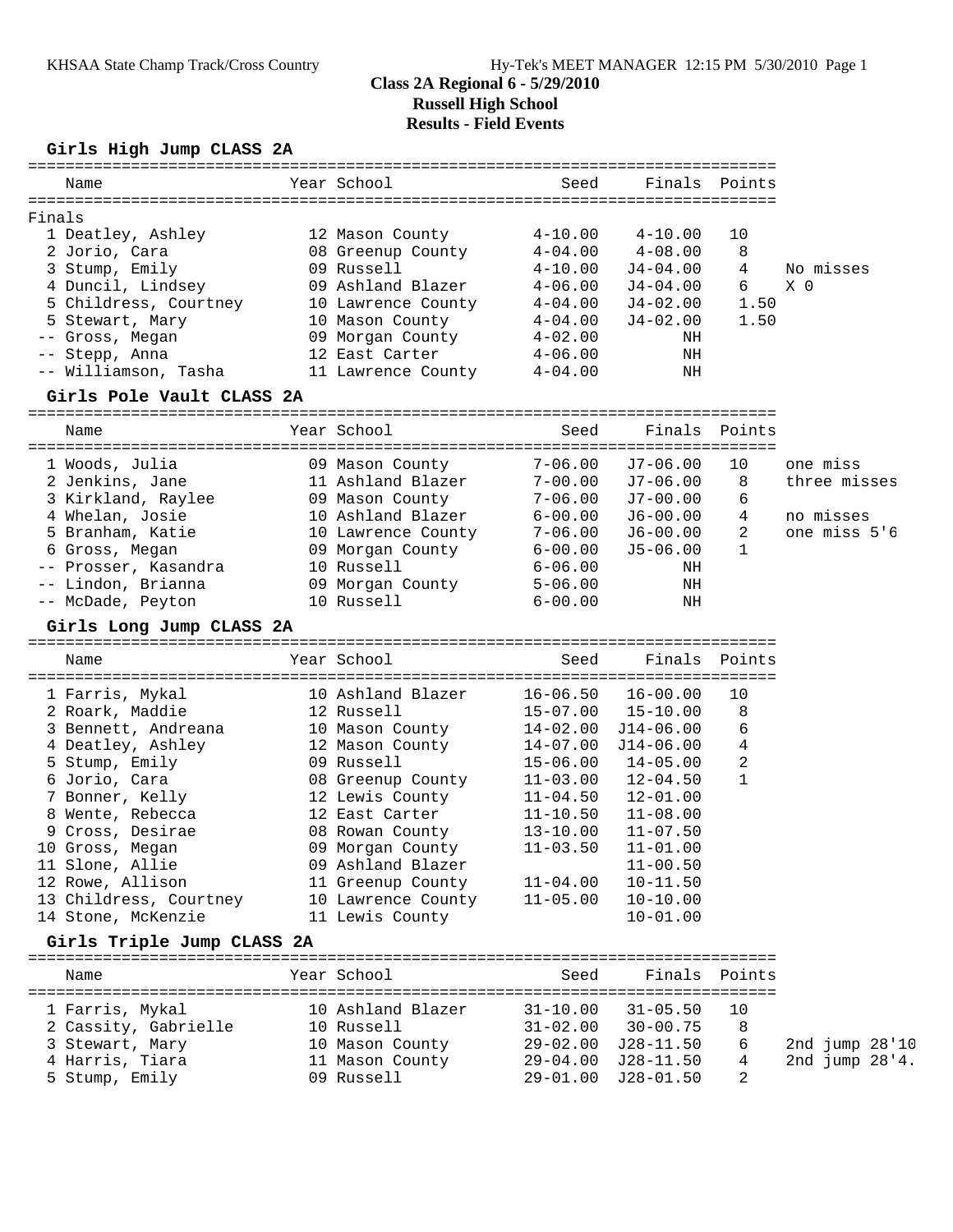## Class 2A Regional 6 - 5/29/2010
## Russell High School
## Results - Field Events

### Girls High Jump CLASS 2A

| Place | Name | Year | School | Seed | Finals | Points | |
|---|---|---|---|---|---|---|---|
| Finals | | | | | | | |
| 1 | Deatley, Ashley | 12 | Mason County | 4-10.00 | 4-10.00 | 10 | |
| 2 | Jorio, Cara | 08 | Greenup County | 4-04.00 | 4-08.00 | 8 | |
| 3 | Stump, Emily | 09 | Russell | 4-10.00 | J4-04.00 | 4 | No misses |
| 4 | Duncil, Lindsey | 09 | Ashland Blazer | 4-06.00 | J4-04.00 | 6 | X 0 |
| 5 | Childress, Courtney | 10 | Lawrence County | 4-04.00 | J4-02.00 | 1.50 | |
| 5 | Stewart, Mary | 10 | Mason County | 4-04.00 | J4-02.00 | 1.50 | |
| -- | Gross, Megan | 09 | Morgan County | 4-02.00 | NH | | |
| -- | Stepp, Anna | 12 | East Carter | 4-06.00 | NH | | |
| -- | Williamson, Tasha | 11 | Lawrence County | 4-04.00 | NH | | |

### Girls Pole Vault CLASS 2A

| Place | Name | Year | School | Seed | Finals | Points | |
|---|---|---|---|---|---|---|---|
| 1 | Woods, Julia | 09 | Mason County | 7-06.00 | J7-06.00 | 10 | one miss |
| 2 | Jenkins, Jane | 11 | Ashland Blazer | 7-00.00 | J7-06.00 | 8 | three misses |
| 3 | Kirkland, Raylee | 09 | Mason County | 7-06.00 | J7-00.00 | 6 | |
| 4 | Whelan, Josie | 10 | Ashland Blazer | 6-00.00 | J6-00.00 | 4 | no misses |
| 5 | Branham, Katie | 10 | Lawrence County | 7-06.00 | J6-00.00 | 2 | one miss 5'6 |
| 6 | Gross, Megan | 09 | Morgan County | 6-00.00 | J5-06.00 | 1 | |
| -- | Prosser, Kasandra | 10 | Russell | 6-06.00 | NH | | |
| -- | Lindon, Brianna | 09 | Morgan County | 5-06.00 | NH | | |
| -- | McDade, Peyton | 10 | Russell | 6-00.00 | NH | | |

### Girls Long Jump CLASS 2A

| Place | Name | Year | School | Seed | Finals | Points |
|---|---|---|---|---|---|---|
| 1 | Farris, Mykal | 10 | Ashland Blazer | 16-06.50 | 16-00.00 | 10 |
| 2 | Roark, Maddie | 12 | Russell | 15-07.00 | 15-10.00 | 8 |
| 3 | Bennett, Andreana | 10 | Mason County | 14-02.00 | J14-06.00 | 6 |
| 4 | Deatley, Ashley | 12 | Mason County | 14-07.00 | J14-06.00 | 4 |
| 5 | Stump, Emily | 09 | Russell | 15-06.00 | 14-05.00 | 2 |
| 6 | Jorio, Cara | 08 | Greenup County | 11-03.00 | 12-04.50 | 1 |
| 7 | Bonner, Kelly | 12 | Lewis County | 11-04.50 | 12-01.00 | |
| 8 | Wente, Rebecca | 12 | East Carter | 11-10.50 | 11-08.00 | |
| 9 | Cross, Desirae | 08 | Rowan County | 13-10.00 | 11-07.50 | |
| 10 | Gross, Megan | 09 | Morgan County | 11-03.50 | 11-01.00 | |
| 11 | Slone, Allie | 09 | Ashland Blazer | | 11-00.50 | |
| 12 | Rowe, Allison | 11 | Greenup County | 11-04.00 | 10-11.50 | |
| 13 | Childress, Courtney | 10 | Lawrence County | 11-05.00 | 10-10.00 | |
| 14 | Stone, McKenzie | 11 | Lewis County | | 10-01.00 | |

### Girls Triple Jump CLASS 2A

| Place | Name | Year | School | Seed | Finals | Points | |
|---|---|---|---|---|---|---|---|
| 1 | Farris, Mykal | 10 | Ashland Blazer | 31-10.00 | 31-05.50 | 10 | |
| 2 | Cassity, Gabrielle | 10 | Russell | 31-02.00 | 30-00.75 | 8 | |
| 3 | Stewart, Mary | 10 | Mason County | 29-02.00 | J28-11.50 | 6 | 2nd jump 28'10 |
| 4 | Harris, Tiara | 11 | Mason County | 29-04.00 | J28-11.50 | 4 | 2nd jump 28'4. |
| 5 | Stump, Emily | 09 | Russell | 29-01.00 | J28-01.50 | 2 | |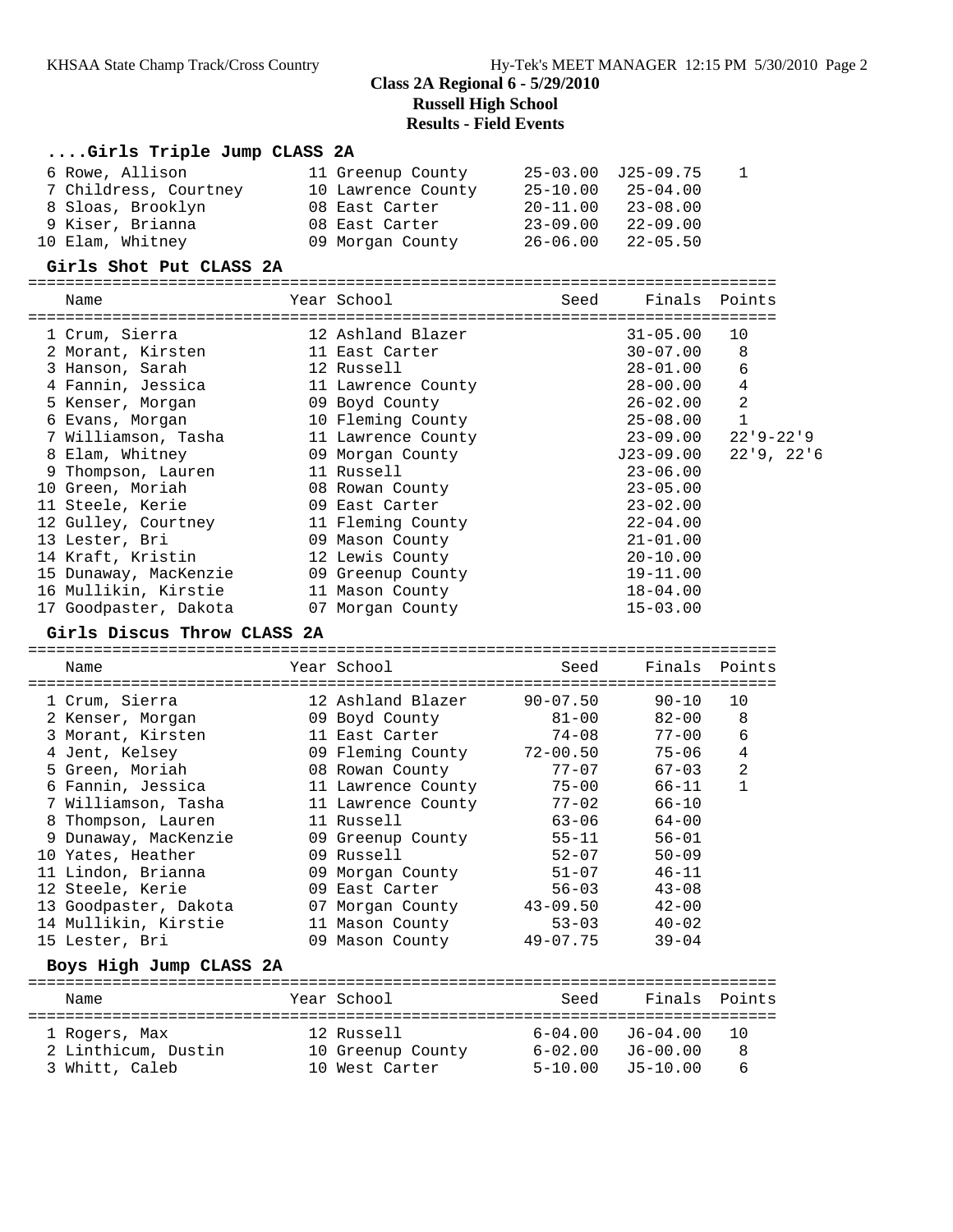**Class 2A Regional 6 - 5/29/2010**
**Russell High School**
**Results - Field Events**

### ....Girls Triple Jump CLASS 2A

| | Name | Year | School | Seed | Finals | Points |
|---|---|---|---|---|---|---|
| 6 | Rowe, Allison | 11 | Greenup County | 25-03.00 | J25-09.75 | 1 |
| 7 | Childress, Courtney | 10 | Lawrence County | 25-10.00 | 25-04.00 | |
| 8 | Sloas, Brooklyn | 08 | East Carter | 20-11.00 | 23-08.00 | |
| 9 | Kiser, Brianna | 08 | East Carter | 23-09.00 | 22-09.00 | |
| 10 | Elam, Whitney | 09 | Morgan County | 26-06.00 | 22-05.50 | |

### Girls Shot Put CLASS 2A

| | Name | Year | School | Seed | Finals | Points |
|---|---|---|---|---|---|---|
| 1 | Crum, Sierra | 12 | Ashland Blazer | | 31-05.00 | 10 |
| 2 | Morant, Kirsten | 11 | East Carter | | 30-07.00 | 8 |
| 3 | Hanson, Sarah | 12 | Russell | | 28-01.00 | 6 |
| 4 | Fannin, Jessica | 11 | Lawrence County | | 28-00.00 | 4 |
| 5 | Kenser, Morgan | 09 | Boyd County | | 26-02.00 | 2 |
| 6 | Evans, Morgan | 10 | Fleming County | | 25-08.00 | 1 |
| 7 | Williamson, Tasha | 11 | Lawrence County | | 23-09.00 | 22'9-22'9 |
| 8 | Elam, Whitney | 09 | Morgan County | | J23-09.00 | 22'9, 22'6 |
| 9 | Thompson, Lauren | 11 | Russell | | 23-06.00 | |
| 10 | Green, Moriah | 08 | Rowan County | | 23-05.00 | |
| 11 | Steele, Kerie | 09 | East Carter | | 23-02.00 | |
| 12 | Gulley, Courtney | 11 | Fleming County | | 22-04.00 | |
| 13 | Lester, Bri | 09 | Mason County | | 21-01.00 | |
| 14 | Kraft, Kristin | 12 | Lewis County | | 20-10.00 | |
| 15 | Dunaway, MacKenzie | 09 | Greenup County | | 19-11.00 | |
| 16 | Mullikin, Kirstie | 11 | Mason County | | 18-04.00 | |
| 17 | Goodpaster, Dakota | 07 | Morgan County | | 15-03.00 | |

### Girls Discus Throw CLASS 2A

| | Name | Year | School | Seed | Finals | Points |
|---|---|---|---|---|---|---|
| 1 | Crum, Sierra | 12 | Ashland Blazer | 90-07.50 | 90-10 | 10 |
| 2 | Kenser, Morgan | 09 | Boyd County | 81-00 | 82-00 | 8 |
| 3 | Morant, Kirsten | 11 | East Carter | 74-08 | 77-00 | 6 |
| 4 | Jent, Kelsey | 09 | Fleming County | 72-00.50 | 75-06 | 4 |
| 5 | Green, Moriah | 08 | Rowan County | 77-07 | 67-03 | 2 |
| 6 | Fannin, Jessica | 11 | Lawrence County | 75-00 | 66-11 | 1 |
| 7 | Williamson, Tasha | 11 | Lawrence County | 77-02 | 66-10 | |
| 8 | Thompson, Lauren | 11 | Russell | 63-06 | 64-00 | |
| 9 | Dunaway, MacKenzie | 09 | Greenup County | 55-11 | 56-01 | |
| 10 | Yates, Heather | 09 | Russell | 52-07 | 50-09 | |
| 11 | Lindon, Brianna | 09 | Morgan County | 51-07 | 46-11 | |
| 12 | Steele, Kerie | 09 | East Carter | 56-03 | 43-08 | |
| 13 | Goodpaster, Dakota | 07 | Morgan County | 43-09.50 | 42-00 | |
| 14 | Mullikin, Kirstie | 11 | Mason County | 53-03 | 40-02 | |
| 15 | Lester, Bri | 09 | Mason County | 49-07.75 | 39-04 | |

### Boys High Jump CLASS 2A

| | Name | Year | School | Seed | Finals | Points |
|---|---|---|---|---|---|---|
| 1 | Rogers, Max | 12 | Russell | 6-04.00 | J6-04.00 | 10 |
| 2 | Linthicum, Dustin | 10 | Greenup County | 6-02.00 | J6-00.00 | 8 |
| 3 | Whitt, Caleb | 10 | West Carter | 5-10.00 | J5-10.00 | 6 |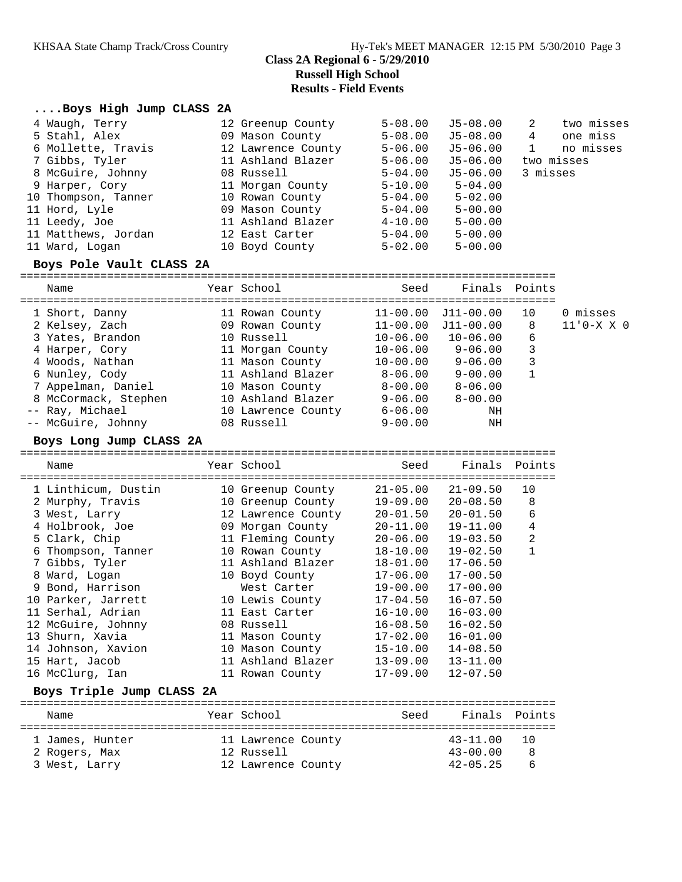**Class 2A Regional 6 - 5/29/2010**
**Russell High School**
**Results - Field Events**

### ....Boys High Jump CLASS 2A

| Place | Name | Year | School | Seed | Finals | Points | |
|---|---|---|---|---|---|---|---|
| 4 | Waugh, Terry | 12 | Greenup County | 5-08.00 | J5-08.00 | 2 | two misses |
| 5 | Stahl, Alex | 09 | Mason County | 5-08.00 | J5-08.00 | 4 | one miss |
| 6 | Mollette, Travis | 12 | Lawrence County | 5-06.00 | J5-06.00 | 1 | no misses |
| 7 | Gibbs, Tyler | 11 | Ashland Blazer | 5-06.00 | J5-06.00 | | two misses |
| 8 | McGuire, Johnny | 08 | Russell | 5-04.00 | J5-06.00 | | 3 misses |
| 9 | Harper, Cory | 11 | Morgan County | 5-10.00 | 5-04.00 | | |
| 10 | Thompson, Tanner | 10 | Rowan County | 5-04.00 | 5-02.00 | | |
| 11 | Hord, Lyle | 09 | Mason County | 5-04.00 | 5-00.00 | | |
| 11 | Leedy, Joe | 11 | Ashland Blazer | 4-10.00 | 5-00.00 | | |
| 11 | Matthews, Jordan | 12 | East Carter | 5-04.00 | 5-00.00 | | |
| 11 | Ward, Logan | 10 | Boyd County | 5-02.00 | 5-00.00 | | |

### Boys Pole Vault CLASS 2A

| Place | Name | Year | School | Seed | Finals | Points | |
|---|---|---|---|---|---|---|---|
| 1 | Short, Danny | 11 | Rowan County | 11-00.00 | J11-00.00 | 10 | 0 misses |
| 2 | Kelsey, Zach | 09 | Rowan County | 11-00.00 | J11-00.00 | 8 | 11'0-X X 0 |
| 3 | Yates, Brandon | 10 | Russell | 10-06.00 | 10-06.00 | 6 | |
| 4 | Harper, Cory | 11 | Morgan County | 10-06.00 | 9-06.00 | 3 | |
| 4 | Woods, Nathan | 11 | Mason County | 10-00.00 | 9-06.00 | 3 | |
| 6 | Nunley, Cody | 11 | Ashland Blazer | 8-06.00 | 9-00.00 | 1 | |
| 7 | Appelman, Daniel | 10 | Mason County | 8-00.00 | 8-06.00 | | |
| 8 | McCormack, Stephen | 10 | Ashland Blazer | 9-06.00 | 8-00.00 | | |
| -- | Ray, Michael | 10 | Lawrence County | 6-06.00 | NH | | |
| -- | McGuire, Johnny | 08 | Russell | 9-00.00 | NH | | |

### Boys Long Jump CLASS 2A

| Place | Name | Year | School | Seed | Finals | Points |
|---|---|---|---|---|---|---|
| 1 | Linthicum, Dustin | 10 | Greenup County | 21-05.00 | 21-09.50 | 10 |
| 2 | Murphy, Travis | 10 | Greenup County | 19-09.00 | 20-08.50 | 8 |
| 3 | West, Larry | 12 | Lawrence County | 20-01.50 | 20-01.50 | 6 |
| 4 | Holbrook, Joe | 09 | Morgan County | 20-11.00 | 19-11.00 | 4 |
| 5 | Clark, Chip | 11 | Fleming County | 20-06.00 | 19-03.50 | 2 |
| 6 | Thompson, Tanner | 10 | Rowan County | 18-10.00 | 19-02.50 | 1 |
| 7 | Gibbs, Tyler | 11 | Ashland Blazer | 18-01.00 | 17-06.50 | |
| 8 | Ward, Logan | 10 | Boyd County | 17-06.00 | 17-00.50 | |
| 9 | Bond, Harrison | | West Carter | 19-00.00 | 17-00.00 | |
| 10 | Parker, Jarrett | 10 | Lewis County | 17-04.50 | 16-07.50 | |
| 11 | Serhal, Adrian | 11 | East Carter | 16-10.00 | 16-03.00 | |
| 12 | McGuire, Johnny | 08 | Russell | 16-08.50 | 16-02.50 | |
| 13 | Shurn, Xavia | 11 | Mason County | 17-02.00 | 16-01.00 | |
| 14 | Johnson, Xavion | 10 | Mason County | 15-10.00 | 14-08.50 | |
| 15 | Hart, Jacob | 11 | Ashland Blazer | 13-09.00 | 13-11.00 | |
| 16 | McClurg, Ian | 11 | Rowan County | 17-09.00 | 12-07.50 | |

### Boys Triple Jump CLASS 2A

| Place | Name | Year | School | Seed | Finals | Points |
|---|---|---|---|---|---|---|
| 1 | James, Hunter | 11 | Lawrence County | | 43-11.00 | 10 |
| 2 | Rogers, Max | 12 | Russell | | 43-00.00 | 8 |
| 3 | West, Larry | 12 | Lawrence County | | 42-05.25 | 6 |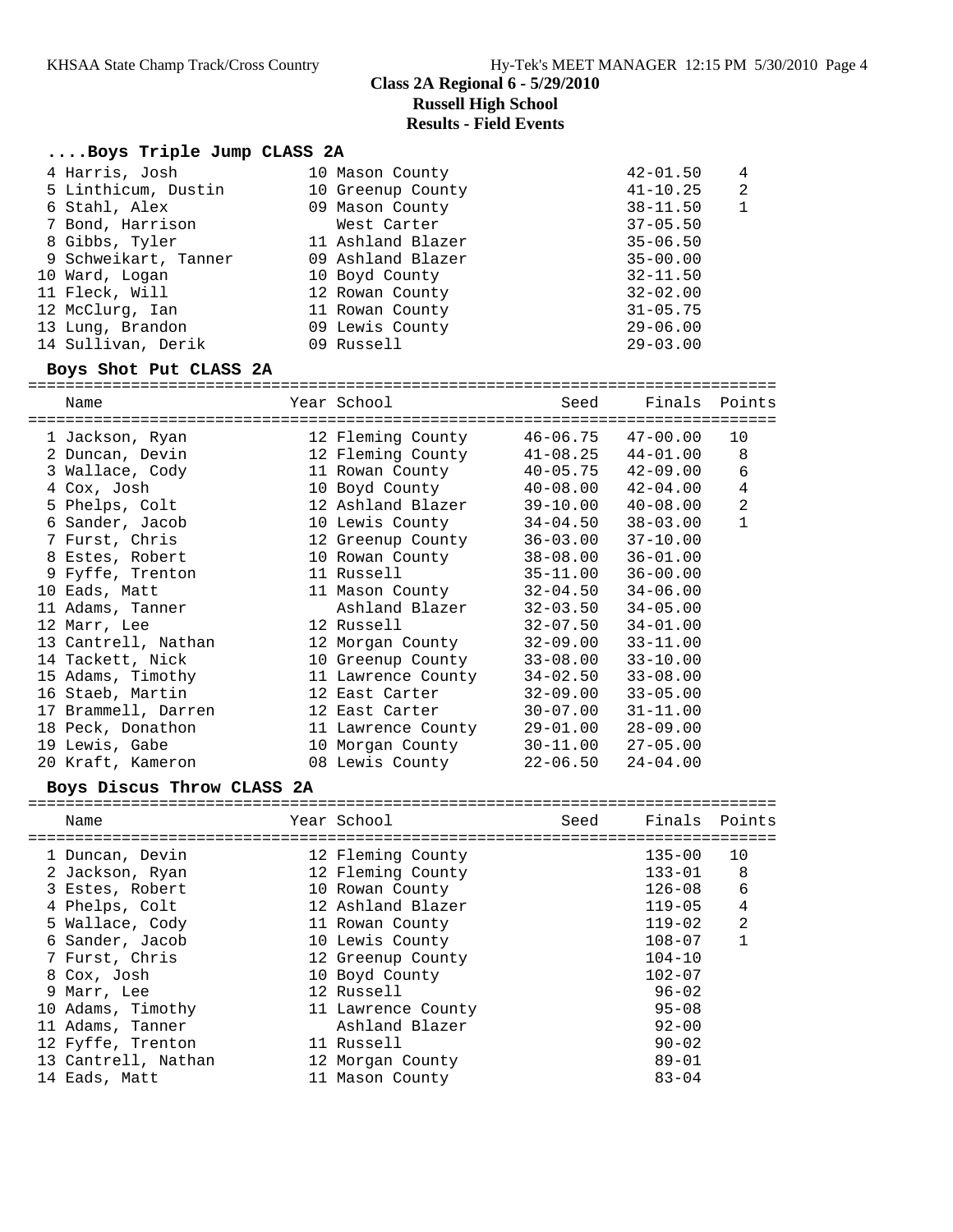# Class 2A Regional 6 - 5/29/2010

## Russell High School

## Results - Field Events

### ....Boys Triple Jump CLASS 2A

| Place | Name | Year | School | Finals | Points |
|---|---|---|---|---|---|
| 4 | Harris, Josh | 10 | Mason County | 42-01.50 | 4 |
| 5 | Linthicum, Dustin | 10 | Greenup County | 41-10.25 | 2 |
| 6 | Stahl, Alex | 09 | Mason County | 38-11.50 | 1 |
| 7 | Bond, Harrison | | West Carter | 37-05.50 | |
| 8 | Gibbs, Tyler | 11 | Ashland Blazer | 35-06.50 | |
| 9 | Schweikart, Tanner | 09 | Ashland Blazer | 35-00.00 | |
| 10 | Ward, Logan | 10 | Boyd County | 32-11.50 | |
| 11 | Fleck, Will | 12 | Rowan County | 32-02.00 | |
| 12 | McClurg, Ian | 11 | Rowan County | 31-05.75 | |
| 13 | Lung, Brandon | 09 | Lewis County | 29-06.00 | |
| 14 | Sullivan, Derik | 09 | Russell | 29-03.00 | |

### Boys Shot Put CLASS 2A

| Place | Name | Year | School | Seed | Finals | Points |
|---|---|---|---|---|---|---|
| 1 | Jackson, Ryan | 12 | Fleming County | 46-06.75 | 47-00.00 | 10 |
| 2 | Duncan, Devin | 12 | Fleming County | 41-08.25 | 44-01.00 | 8 |
| 3 | Wallace, Cody | 11 | Rowan County | 40-05.75 | 42-09.00 | 6 |
| 4 | Cox, Josh | 10 | Boyd County | 40-08.00 | 42-04.00 | 4 |
| 5 | Phelps, Colt | 12 | Ashland Blazer | 39-10.00 | 40-08.00 | 2 |
| 6 | Sander, Jacob | 10 | Lewis County | 34-04.50 | 38-03.00 | 1 |
| 7 | Furst, Chris | 12 | Greenup County | 36-03.00 | 37-10.00 | |
| 8 | Estes, Robert | 10 | Rowan County | 38-08.00 | 36-01.00 | |
| 9 | Fyffe, Trenton | 11 | Russell | 35-11.00 | 36-00.00 | |
| 10 | Eads, Matt | 11 | Mason County | 32-04.50 | 34-06.00 | |
| 11 | Adams, Tanner | | Ashland Blazer | 32-03.50 | 34-05.00 | |
| 12 | Marr, Lee | 12 | Russell | 32-07.50 | 34-01.00 | |
| 13 | Cantrell, Nathan | 12 | Morgan County | 32-09.00 | 33-11.00 | |
| 14 | Tackett, Nick | 10 | Greenup County | 33-08.00 | 33-10.00 | |
| 15 | Adams, Timothy | 11 | Lawrence County | 34-02.50 | 33-08.00 | |
| 16 | Staeb, Martin | 12 | East Carter | 32-09.00 | 33-05.00 | |
| 17 | Brammell, Darren | 12 | East Carter | 30-07.00 | 31-11.00 | |
| 18 | Peck, Donathon | 11 | Lawrence County | 29-01.00 | 28-09.00 | |
| 19 | Lewis, Gabe | 10 | Morgan County | 30-11.00 | 27-05.00 | |
| 20 | Kraft, Kameron | 08 | Lewis County | 22-06.50 | 24-04.00 | |

### Boys Discus Throw CLASS 2A

| Place | Name | Year | School | Seed | Finals | Points |
|---|---|---|---|---|---|---|
| 1 | Duncan, Devin | 12 | Fleming County | | 135-00 | 10 |
| 2 | Jackson, Ryan | 12 | Fleming County | | 133-01 | 8 |
| 3 | Estes, Robert | 10 | Rowan County | | 126-08 | 6 |
| 4 | Phelps, Colt | 12 | Ashland Blazer | | 119-05 | 4 |
| 5 | Wallace, Cody | 11 | Rowan County | | 119-02 | 2 |
| 6 | Sander, Jacob | 10 | Lewis County | | 108-07 | 1 |
| 7 | Furst, Chris | 12 | Greenup County | | 104-10 | |
| 8 | Cox, Josh | 10 | Boyd County | | 102-07 | |
| 9 | Marr, Lee | 12 | Russell | | 96-02 | |
| 10 | Adams, Timothy | 11 | Lawrence County | | 95-08 | |
| 11 | Adams, Tanner | | Ashland Blazer | | 92-00 | |
| 12 | Fyffe, Trenton | 11 | Russell | | 90-02 | |
| 13 | Cantrell, Nathan | 12 | Morgan County | | 89-01 | |
| 14 | Eads, Matt | 11 | Mason County | | 83-04 | |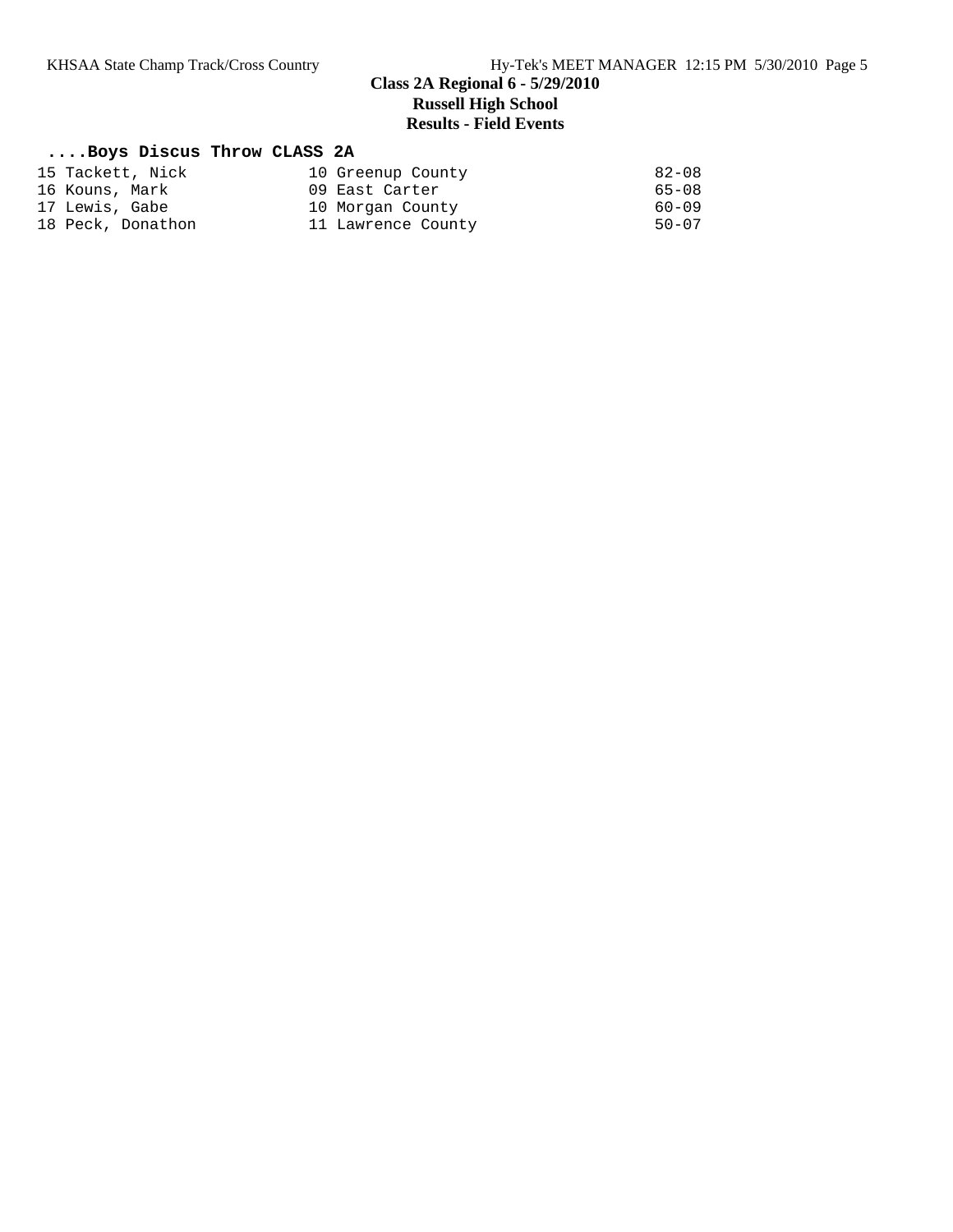**Class 2A Regional 6 - 5/29/2010**
**Russell High School**
**Results - Field Events**

### ....Boys Discus Throw CLASS 2A

| | | | | |
|---|---|---|---|---|
| 15 | Tackett, Nick | 10 | Greenup County | 82-08 |
| 16 | Kouns, Mark | 09 | East Carter | 65-08 |
| 17 | Lewis, Gabe | 10 | Morgan County | 60-09 |
| 18 | Peck, Donathon | 11 | Lawrence County | 50-07 |